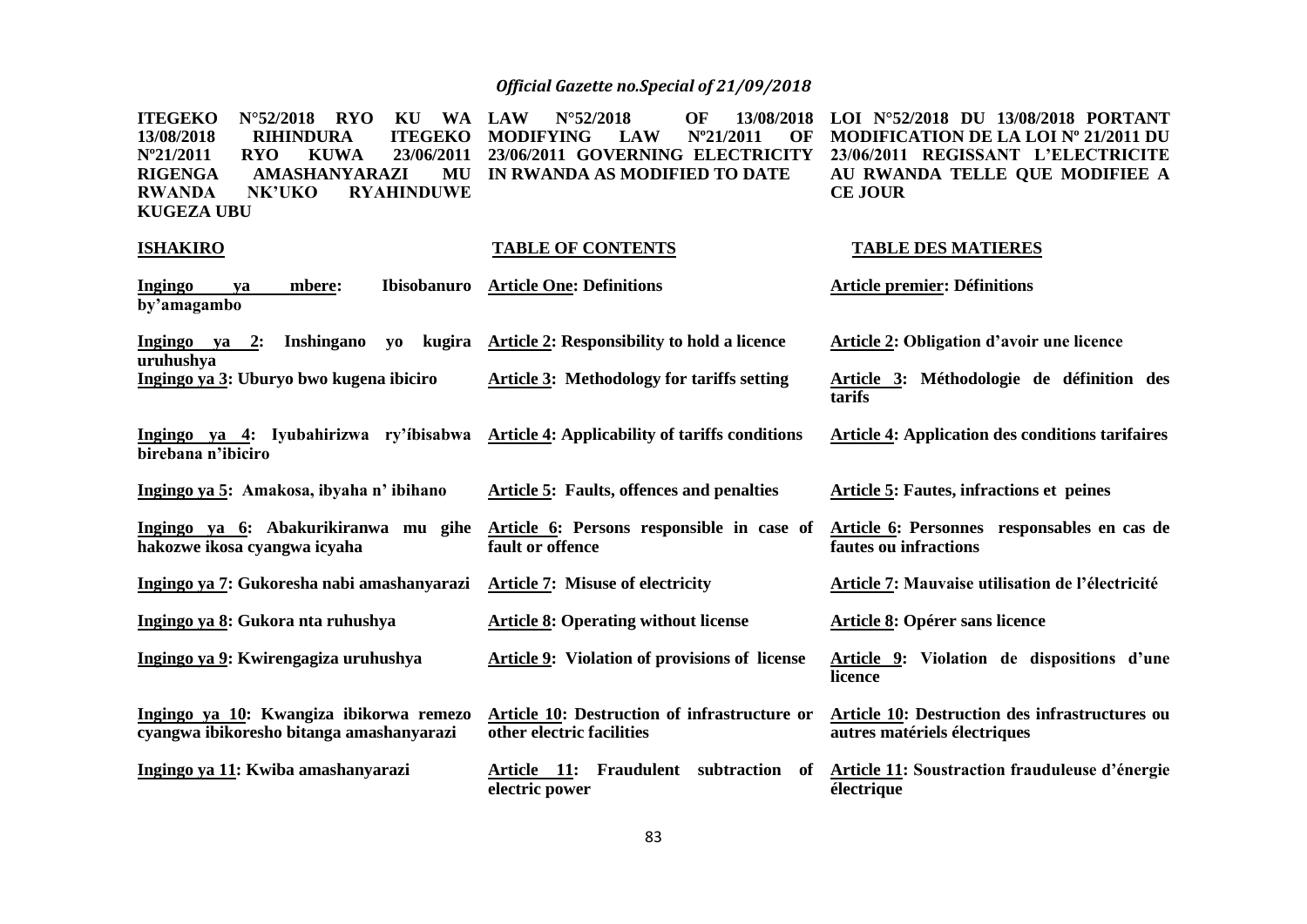**ITEGEKO N°52/2018 RYO KU WA 13/08/2018 RIHINDURA ITEGEKO Nº21/2011 RYO KUWA 23/06/2011 RIGENGA AMASHANYARAZI MU RWANDA NK'UKO RYAHINDUWE KUGEZA UBU**

**LAW N°52/2018 OF 13/08/2018 MODIFYING LAW Nº21/2011 OF 23/06/2011 GOVERNING ELECTRICITY IN RWANDA AS MODIFIED TO DATE**

**LOI N°52/2018 DU 13/08/2018 PORTANT MODIFICATION DE LA LOI Nº 21/2011 DU 23/06/2011 REGISSANT L'ELECTRICITE AU RWANDA TELLE QUE MODIFIEE A CE JOUR**

| **ISHAKIRO** | **TABLE OF CONTENTS** | **TABLE DES MATIERES** |
|---|---|---|
| **Ingingo ya mbere: Ibisobanuro by'amagambo** | **Article One: Definitions** | **Article premier: Définitions** |
| **Ingingo ya 2: Inshingano yo kugira uruhushya** | **Article 2: Responsibility to hold a licence** | **Article 2: Obligation d'avoir une licence** |
| **Ingingo ya 3: Uburyo bwo kugena ibiciro** | **Article 3: Methodology for tariffs setting** | **Article 3: Méthodologie de définition des tarifs** |
| **Ingingo ya 4: Iyubahirizwa ry'íbisabwa birebana n'ibiciro** | **Article 4: Applicability of tariffs conditions** | **Article 4: Application des conditions tarifaires** |
| **Ingingo ya 5: Amakosa, ibyaha n' ibihano** | **Article 5: Faults, offences and penalties** | **Article 5: Fautes, infractions et peines** |
| **Ingingo ya 6: Abakurikiranwa mu gihe hakozwe ikosa cyangwa icyaha** | **Article 6: Persons responsible in case of fault or offence** | **Article 6: Personnes responsables en cas de fautes ou infractions** |
| **Ingingo ya 7: Gukoresha nabi amashanyarazi** | **Article 7: Misuse of electricity** | **Article 7: Mauvaise utilisation de l'électricité** |
| **Ingingo ya 8: Gukora nta ruhushya** | **Article 8: Operating without license** | **Article 8: Opérer sans licence** |
| **Ingingo ya 9: Kwirengagiza uruhushya** | **Article 9: Violation of provisions of license** | **Article 9: Violation de dispositions d'une licence** |
| **Ingingo ya 10: Kwangiza ibikorwa remezo cyangwa ibikoresho bitanga amashanyarazi** | **Article 10: Destruction of infrastructure or other electric facilities** | **Article 10: Destruction des infrastructures ou autres matériels électriques** |
| **Ingingo ya 11: Kwiba amashanyarazi** | **Article 11: Fraudulent subtraction of electric power** | **Article 11: Soustraction frauduleuse d'énergie électrique** |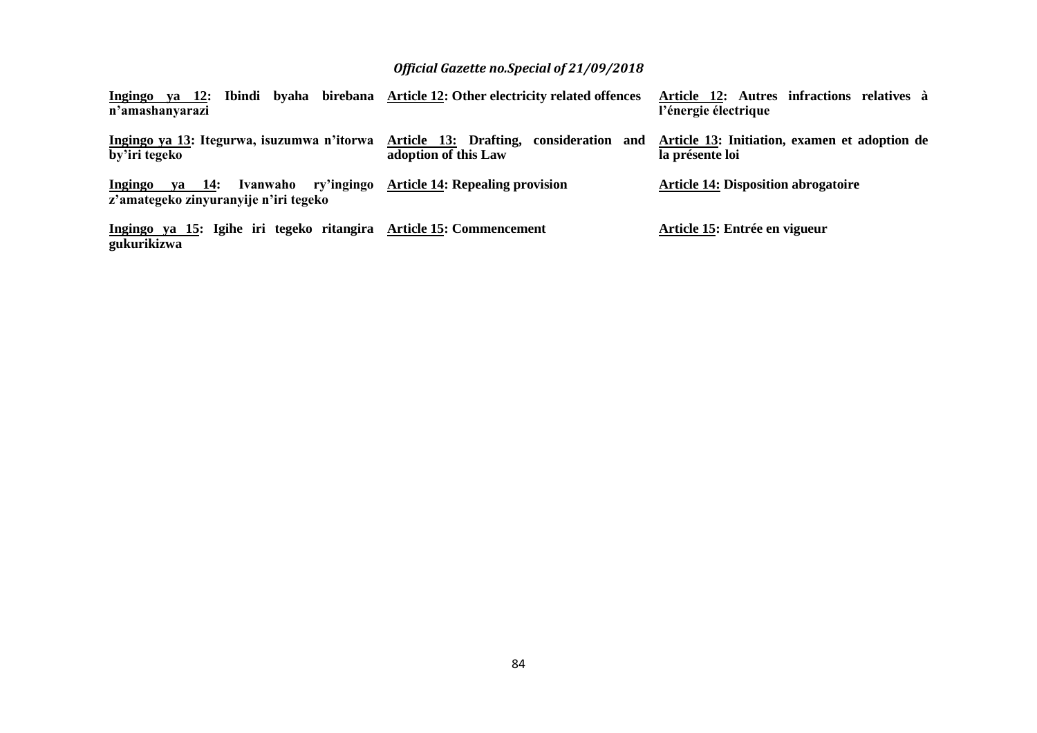| | | |
|---|---|---|
| **Ingingo ya 12: Ibindi byaha birebana n'amashanyarazi** | **Article 12: Other electricity related offences** | **Article 12: Autres infractions relatives à l'énergie électrique** |
| **Ingingo ya 13: Itegurwa, isuzumwa n'itorwa by'iri tegeko** | **Article 13: Drafting, consideration and adoption of this Law** | **Article 13: Initiation, examen et adoption de la présente loi** |
| **Ingingo ya 14: Ivanwaho ry'ingingo z'amategeko zinyuranyije n'iri tegeko** | **Article 14: Repealing provision** | **Article 14: Disposition abrogatoire** |
| **Ingingo ya 15: Igihe iri tegeko ritangira gukurikizwa** | **Article 15: Commencement** | **Article 15: Entrée en vigueur** |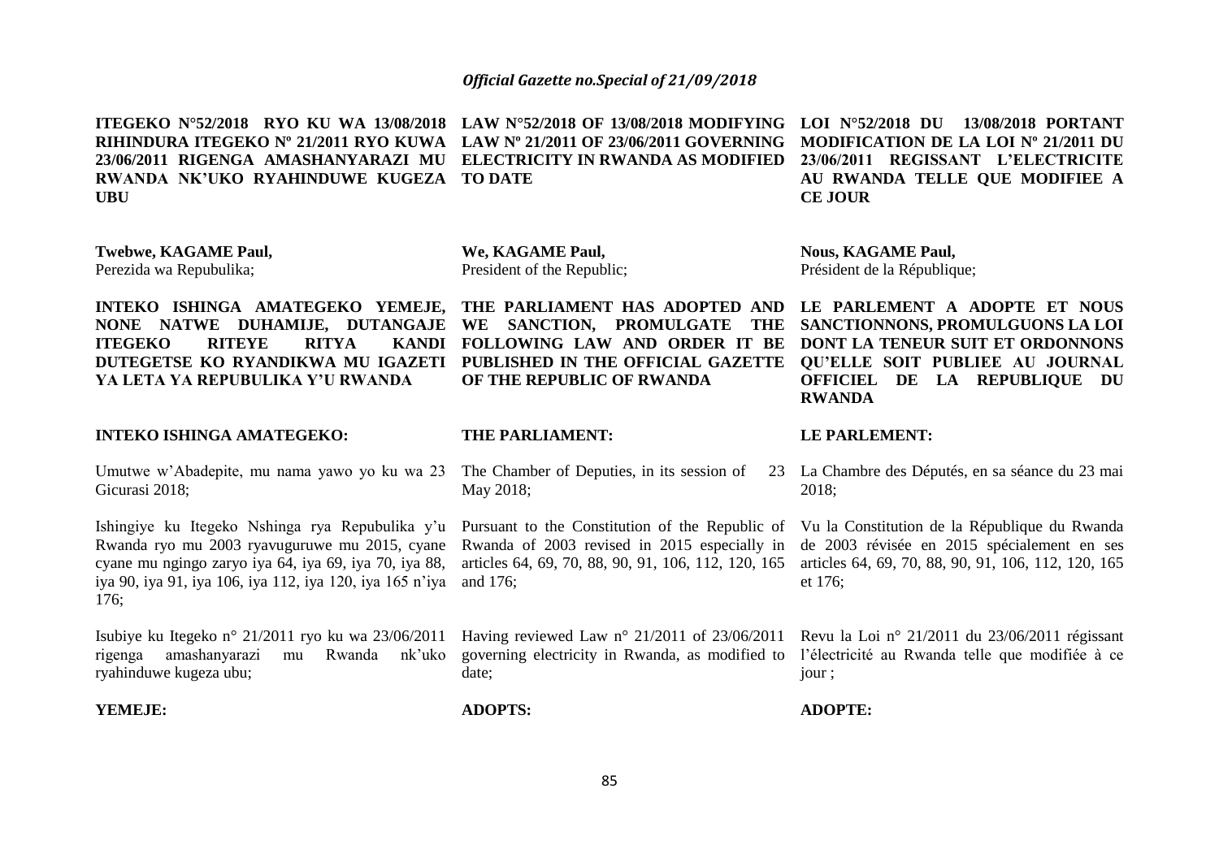**ITEGEKO N°52/2018 RYO KU WA 13/08/2018 RIHINDURA ITEGEKO Nº 21/2011 RYO KUWA 23/06/2011 RIGENGA AMASHANYARAZI MU RWANDA NK'UKO RYAHINDUWE KUGEZA UBU**

**Twebwe, KAGAME Paul,**
Perezida wa Repubulika;

**INTEKO ISHINGA AMATEGEKO YEMEJE, NONE NATWE DUHAMIJE, DUTANGAJE ITEGEKO RITEYE RITYA KANDI DUTEGETSE KO RYANDIKWA MU IGAZETI YA LETA YA REPUBULIKA Y'U RWANDA**

**INTEKO ISHINGA AMATEGEKO:**

Umutwe w'Abadepite, mu nama yawo yo ku wa 23 Gicurasi 2018;

Ishingiye ku Itegeko Nshinga rya Repubulika y'u Rwanda ryo mu 2003 ryavuguruwe mu 2015, cyane cyane mu ngingo zaryo iya 64, iya 69, iya 70, iya 88, iya 90, iya 91, iya 106, iya 112, iya 120, iya 165 n'iya 176;

Isubiye ku Itegeko n° 21/2011 ryo ku wa 23/06/2011 rigenga amashanyarazi mu Rwanda nk'uko ryahinduwe kugeza ubu;

**YEMEJE:**

**LAW N°52/2018 OF 13/08/2018 MODIFYING LAW Nº 21/2011 OF 23/06/2011 GOVERNING ELECTRICITY IN RWANDA AS MODIFIED TO DATE**

**We, KAGAME Paul,**
President of the Republic;

**THE PARLIAMENT HAS ADOPTED AND WE SANCTION, PROMULGATE THE FOLLOWING LAW AND ORDER IT BE PUBLISHED IN THE OFFICIAL GAZETTE OF THE REPUBLIC OF RWANDA**

**THE PARLIAMENT:**

The Chamber of Deputies, in its session of 23 May 2018;

Pursuant to the Constitution of the Republic of Rwanda of 2003 revised in 2015 especially in articles 64, 69, 70, 88, 90, 91, 106, 112, 120, 165 and 176;

Having reviewed Law n° 21/2011 of 23/06/2011 governing electricity in Rwanda, as modified to date;

**ADOPTS:**

**LOI N°52/2018 DU 13/08/2018 PORTANT MODIFICATION DE LA LOI Nº 21/2011 DU 23/06/2011 REGISSANT L'ELECTRICITE AU RWANDA TELLE QUE MODIFIEE A CE JOUR**

**Nous, KAGAME Paul,**
Président de la République;

**LE PARLEMENT A ADOPTE ET NOUS SANCTIONNONS, PROMULGUONS LA LOI DONT LA TENEUR SUIT ET ORDONNONS QU'ELLE SOIT PUBLIEE AU JOURNAL OFFICIEL DE LA REPUBLIQUE DU RWANDA**

**LE PARLEMENT:**

La Chambre des Députés, en sa séance du 23 mai 2018;

Vu la Constitution de la République du Rwanda de 2003 révisée en 2015 spécialement en ses articles 64, 69, 70, 88, 90, 91, 106, 112, 120, 165 et 176;

Revu la Loi n° 21/2011 du 23/06/2011 régissant l'électricité au Rwanda telle que modifiée à ce jour ;

**ADOPTE:**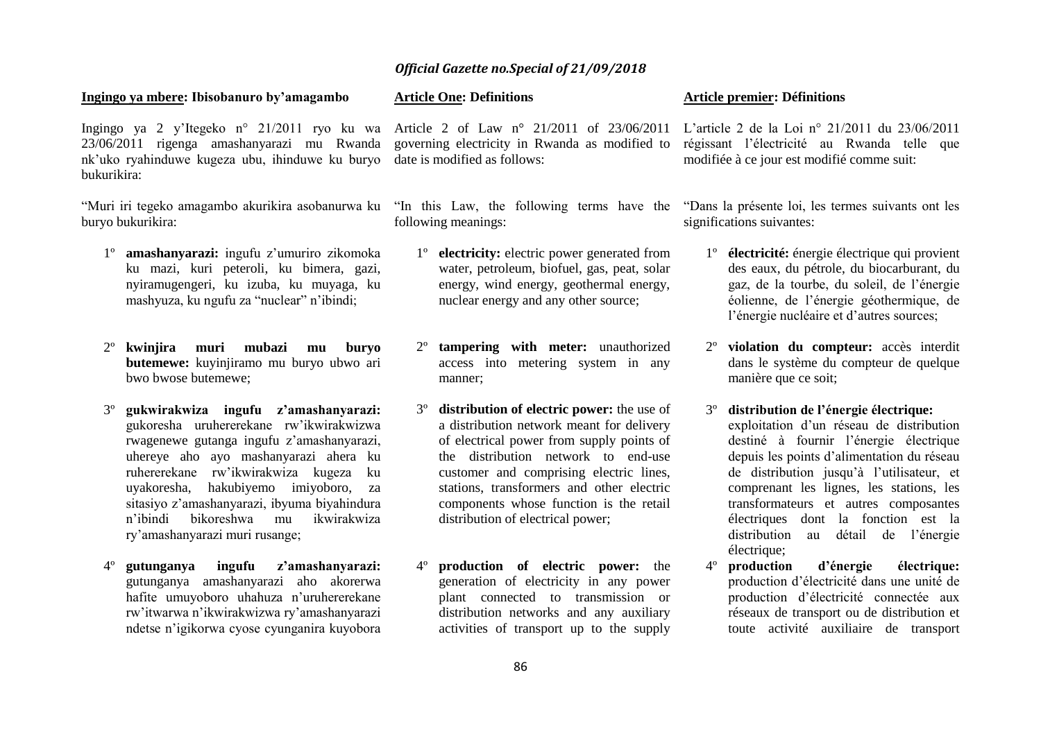**Ingingo ya mbere: Ibisobanuro by'amagambo**

Ingingo ya 2 y'Itegeko n° 21/2011 ryo ku wa 23/06/2011 rigenga amashanyarazi mu Rwanda nk'uko ryahinduwe kugeza ubu, ihinduwe ku buryo bukurikira:

"Muri iri tegeko amagambo akurikira asobanurwa ku buryo bukurikira:

1º **amashanyarazi:** ingufu z'umuriro zikomoka ku mazi, kuri peteroli, ku bimera, gazi, nyiramugengeri, ku izuba, ku muyaga, ku mashyuza, ku ngufu za "nuclear" n'ibindi;

2º **kwinjira muri mubazi mu buryo butemewe:** kuyinjiramo mu buryo ubwo ari bwo bwose butemewe;

3º **gukwirakwiza ingufu z'amashanyarazi:** gukoresha uruhererekane rw'ikwirakwizwa rwagenewe gutanga ingufu z'amashanyarazi, uhereye aho ayo mashanyarazi ahera ku ruhererekane rw'ikwirakwiza kugeza ku uyakoresha, hakubiyemo imiyoboro, za sitasiyo z'amashanyarazi, ibyuma biyahindura n'ibindi bikoreshwa mu ikwirakwiza ry'amashanyarazi muri rusange;

4º **gutunganya ingufu z'amashanyarazi:** gutunganya amashanyarazi aho akorerwa hafite umuyoboro uhahuza n'uruhererekane rw'itwarwa n'ikwirakwizwa ry'amashanyarazi ndetse n'igikorwa cyose cyunganira kuyobora

**Article One: Definitions**

Article 2 of Law n° 21/2011 of 23/06/2011 governing electricity in Rwanda as modified to date is modified as follows:

"In this Law, the following terms have the following meanings:

1º **electricity:** electric power generated from water, petroleum, biofuel, gas, peat, solar energy, wind energy, geothermal energy, nuclear energy and any other source;

2º **tampering with meter:** unauthorized access into metering system in any manner;

3º **distribution of electric power:** the use of a distribution network meant for delivery of electrical power from supply points of the distribution network to end-use customer and comprising electric lines, stations, transformers and other electric components whose function is the retail distribution of electrical power;

4º **production of electric power:** the generation of electricity in any power plant connected to transmission or distribution networks and any auxiliary activities of transport up to the supply

**Article premier: Définitions**

L'article 2 de la Loi n° 21/2011 du 23/06/2011 régissant l'électricité au Rwanda telle que modifiée à ce jour est modifié comme suit:

"Dans la présente loi, les termes suivants ont les significations suivantes:

1º **électricité:** énergie électrique qui provient des eaux, du pétrole, du biocarburant, du gaz, de la tourbe, du soleil, de l'énergie éolienne, de l'énergie géothermique, de l'énergie nucléaire et d'autres sources;

2º **violation du compteur:** accès interdit dans le système du compteur de quelque manière que ce soit;

3º **distribution de l'énergie électrique:** exploitation d'un réseau de distribution destiné à fournir l'énergie électrique depuis les points d'alimentation du réseau de distribution jusqu'à l'utilisateur, et comprenant les lignes, les stations, les transformateurs et autres composantes électriques dont la fonction est la distribution au détail de l'énergie électrique;

4º **production d'énergie électrique:** production d'électricité dans une unité de production d'électricité connectée aux réseaux de transport ou de distribution et toute activité auxiliaire de transport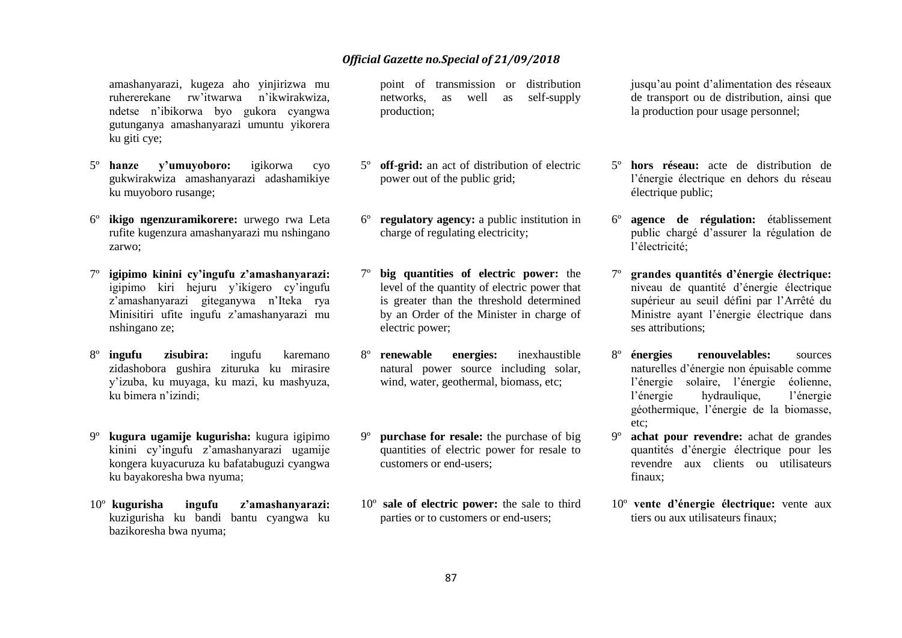amashanyarazi, kugeza aho yinjirizwa mu ruhererekane rw'itwarwa n'ikwirakwiza, ndetse n'ibikorwa byo gukora cyangwa gutunganya amashanyarazi umuntu yikorera ku giti cye;

5º **hanze y'umuyoboro:** igikorwa cyo gukwirakwiza amashanyarazi adashamikiye ku muyoboro rusange;

6º **ikigo ngenzuramikorere:** urwego rwa Leta rufite kugenzura amashanyarazi mu nshingano zarwo;

7º **igipimo kinini cy'ingufu z'amashanyarazi:** igipimo kiri hejuru y'ikigero cy'ingufu z'amashanyarazi giteganywa n'Iteka rya Minisitiri ufite ingufu z'amashanyarazi mu nshingano ze;

8º **ingufu zisubira:** ingufu karemano zidashobora gushira zituruka ku mirasire y'izuba, ku muyaga, ku mazi, ku mashyuza, ku bimera n'izindi;

9º **kugura ugamije kugurisha:** kugura igipimo kinini cy'ingufu z'amashanyarazi ugamije kongera kuyacuruza ku bafatabuguzi cyangwa ku bayakoresha bwa nyuma;

10º **kugurisha ingufu z'amashanyarazi:** kuzigurisha ku bandi bantu cyangwa ku bazikoresha bwa nyuma;

point of transmission or distribution networks, as well as self-supply production;

5º **off-grid:** an act of distribution of electric power out of the public grid;

6º **regulatory agency:** a public institution in charge of regulating electricity;

7º **big quantities of electric power:** the level of the quantity of electric power that is greater than the threshold determined by an Order of the Minister in charge of electric power;

8º **renewable energies:** inexhaustible natural power source including solar, wind, water, geothermal, biomass, etc;

9º **purchase for resale:** the purchase of big quantities of electric power for resale to customers or end-users;

10º **sale of electric power:** the sale to third parties or to customers or end-users;

jusqu'au point d'alimentation des réseaux de transport ou de distribution, ainsi que la production pour usage personnel;

5º **hors réseau:** acte de distribution de l'énergie électrique en dehors du réseau électrique public;

6º **agence de régulation:** établissement public chargé d'assurer la régulation de l'électricité;

7º **grandes quantités d'énergie électrique:** niveau de quantité d'énergie électrique supérieur au seuil défini par l'Arrêté du Ministre ayant l'énergie électrique dans ses attributions;

8º **énergies renouvelables:** sources naturelles d'énergie non épuisable comme l'énergie solaire, l'énergie éolienne, l'énergie hydraulique, l'énergie géothermique, l'énergie de la biomasse, etc;

9º **achat pour revendre:** achat de grandes quantités d'énergie électrique pour les revendre aux clients ou utilisateurs finaux;

10º **vente d'énergie électrique:** vente aux tiers ou aux utilisateurs finaux;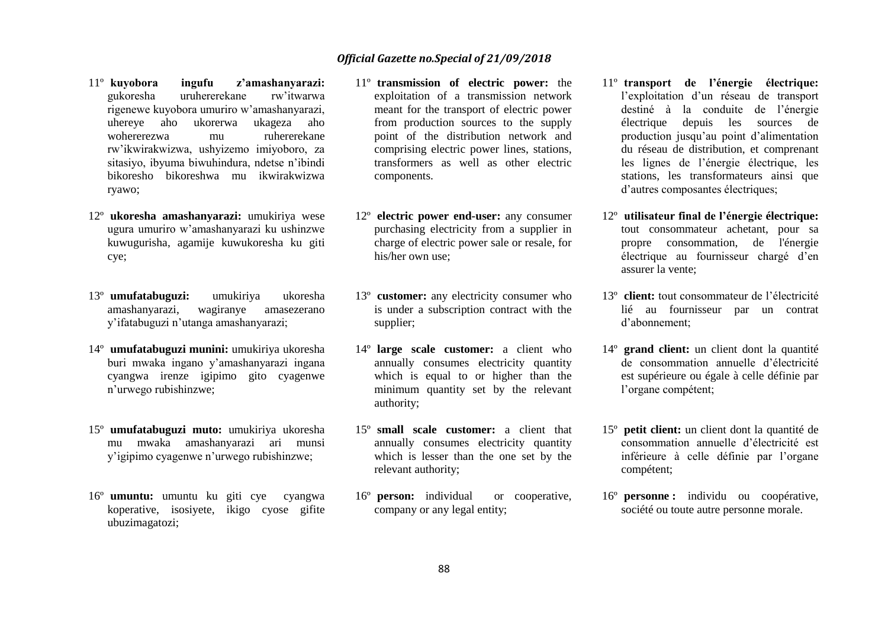11º **kuyobora ingufu z'amashanyarazi:** gukoresha uruhererekane rw'itwarwa rigenewe kuyobora umuriro w'amashanyarazi, uhereye aho ukorerwa ukageza aho wohererezwa mu ruhererekane rw'ikwirakwizwa, ushyizemo imiyoboro, za sitasiyo, ibyuma biwuhindura, ndetse n'ibindi bikoresho bikoreshwa mu ikwirakwizwa ryawo;

12º **ukoresha amashanyarazi:** umukiriya wese ugura umuriro w'amashanyarazi ku ushinzwe kuwugurisha, agamije kuwukoresha ku giti cye;

13º **umufatabuguzi:** umukiriya ukoresha amashanyarazi, wagiranye amasezerano y'ifatabuguzi n'utanga amashanyarazi;

14º **umufatabuguzi munini:** umukiriya ukoresha buri mwaka ingano y'amashanyarazi ingana cyangwa irenze igipimo gito cyagenwe n'urwego rubishinzwe;

15º **umufatabuguzi muto:** umukiriya ukoresha mu mwaka amashanyarazi ari munsi y'igipimo cyagenwe n'urwego rubishinzwe;

16º **umuntu:** umuntu ku giti cye cyangwa koperative, isosiyete, ikigo cyose gifite ubuzimagatozi;

11º **transmission of electric power:** the exploitation of a transmission network meant for the transport of electric power from production sources to the supply point of the distribution network and comprising electric power lines, stations, transformers as well as other electric components.

12º **electric power end-user:** any consumer purchasing electricity from a supplier in charge of electric power sale or resale, for his/her own use;

13º **customer:** any electricity consumer who is under a subscription contract with the supplier;

14º **large scale customer:** a client who annually consumes electricity quantity which is equal to or higher than the minimum quantity set by the relevant authority;

15º **small scale customer:** a client that annually consumes electricity quantity which is lesser than the one set by the relevant authority;

16º **person:** individual or cooperative, company or any legal entity;

11º **transport de l'énergie électrique:** l'exploitation d'un réseau de transport destiné à la conduite de l'énergie électrique depuis les sources de production jusqu'au point d'alimentation du réseau de distribution, et comprenant les lignes de l'énergie électrique, les stations, les transformateurs ainsi que d'autres composantes électriques;

12º **utilisateur final de l'énergie électrique:** tout consommateur achetant, pour sa propre consommation, de l'énergie électrique au fournisseur chargé d'en assurer la vente;

13º **client:** tout consommateur de l'électricité lié au fournisseur par un contrat d'abonnement;

14º **grand client:** un client dont la quantité de consommation annuelle d'électricité est supérieure ou égale à celle définie par l'organe compétent;

15º **petit client:** un client dont la quantité de consommation annuelle d'électricité est inférieure à celle définie par l'organe compétent;

16º **personne :** individu ou coopérative, société ou toute autre personne morale.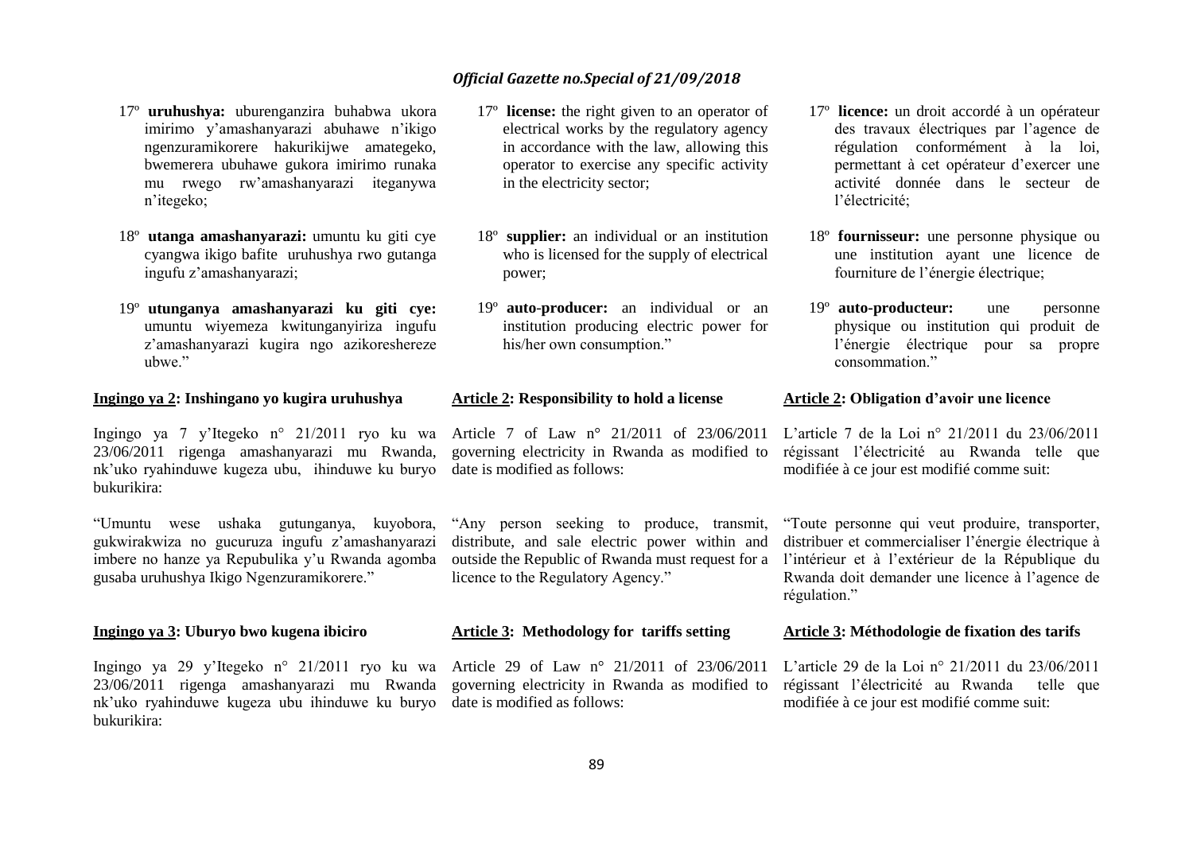17º **uruhushya:** uburenganzira buhabwa ukora imirimo y'amashanyarazi abuhawe n'ikigo ngenzuramikorere hakurikijwe amategeko, bwemerera ubuhawe gukora imirimo runaka mu rwego rw'amashanyarazi iteganywa n'itegeko;

18º **utanga amashanyarazi:** umuntu ku giti cye cyangwa ikigo bafite uruhushya rwo gutanga ingufu z'amashanyarazi;

19º **utunganya amashanyarazi ku giti cye:** umuntu wiyemeza kwitunganyiriza ingufu z'amashanyarazi kugira ngo azikoreshereze ubwe."

**Ingingo ya 2: Inshingano yo kugira uruhushya**

Ingingo ya 7 y'Itegeko n° 21/2011 ryo ku wa 23/06/2011 rigenga amashanyarazi mu Rwanda, nk'uko ryahinduwe kugeza ubu, ihinduwe ku buryo bukurikira:

"Umuntu wese ushaka gutunganya, kuyobora, gukwirakwiza no gucuruza ingufu z'amashanyarazi imbere no hanze ya Repubulika y'u Rwanda agomba gusaba uruhushya Ikigo Ngenzuramikorere."

**Ingingo ya 3: Uburyo bwo kugena ibiciro**

Ingingo ya 29 y'Itegeko n° 21/2011 ryo ku wa 23/06/2011 rigenga amashanyarazi mu Rwanda nk'uko ryahinduwe kugeza ubu ihinduwe ku buryo bukurikira:

17º **license:** the right given to an operator of electrical works by the regulatory agency in accordance with the law, allowing this operator to exercise any specific activity in the electricity sector;

18º **supplier:** an individual or an institution who is licensed for the supply of electrical power;

19º **auto-producer:** an individual or an institution producing electric power for his/her own consumption."

**Article 2: Responsibility to hold a license**

Article 7 of Law n° 21/2011 of 23/06/2011 governing electricity in Rwanda as modified to date is modified as follows:

"Any person seeking to produce, transmit, distribute, and sale electric power within and outside the Republic of Rwanda must request for a licence to the Regulatory Agency."

**Article 3: Methodology for tariffs setting**

Article 29 of Law n° 21/2011 of 23/06/2011 governing electricity in Rwanda as modified to date is modified as follows:

17º **licence:** un droit accordé à un opérateur des travaux électriques par l'agence de régulation conformément à la loi, permettant à cet opérateur d'exercer une activité donnée dans le secteur de l'électricité;

18º **fournisseur:** une personne physique ou une institution ayant une licence de fourniture de l'énergie électrique;

19º **auto-producteur:** une personne physique ou institution qui produit de l'énergie électrique pour sa propre consommation."

**Article 2: Obligation d'avoir une licence**

L'article 7 de la Loi n° 21/2011 du 23/06/2011 régissant l'électricité au Rwanda telle que modifiée à ce jour est modifié comme suit:

"Toute personne qui veut produire, transporter, distribuer et commercialiser l'énergie électrique à l'intérieur et à l'extérieur de la République du Rwanda doit demander une licence à l'agence de régulation."

**Article 3: Méthodologie de fixation des tarifs**

L'article 29 de la Loi n° 21/2011 du 23/06/2011 régissant l'électricité au Rwanda telle que modifiée à ce jour est modifié comme suit: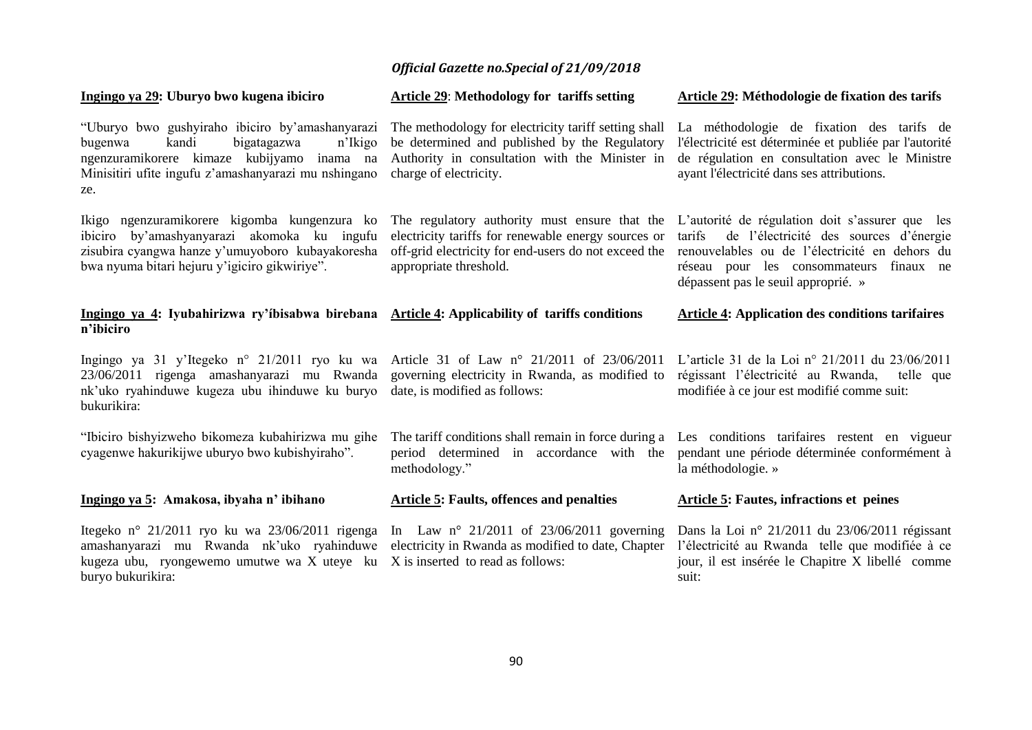**Ingingo ya 29: Uburyo bwo kugena ibiciro**

"Uburyo bwo gushyiraho ibiciro by'amashanyarazi bugenwa kandi bigatagazwa n'Ikigo ngenzuramikorere kimaze kubijyamo inama na Minisitiri ufite ingufu z'amashanyarazi mu nshingano ze.

Ikigo ngenzuramikorere kigomba kungenzura ko ibiciro by'amashyanyarazi akomoka ku ingufu zisubira cyangwa hanze y'umuyoboro kubayakoresha bwa nyuma bitari hejuru y'igiciro gikwiriye".

**Ingingo ya 4: Iyubahirizwa ry'íbisabwa birebana n'ibiciro**

Ingingo ya 31 y'Itegeko n° 21/2011 ryo ku wa 23/06/2011 rigenga amashanyarazi mu Rwanda nk'uko ryahinduwe kugeza ubu ihinduwe ku buryo bukurikira:

"Ibiciro bishyizweho bikomeza kubahirizwa mu gihe cyagenwe hakurikijwe uburyo bwo kubishyiraho".

**Ingingo ya 5: Amakosa, ibyaha n' ibihano**

Itegeko n° 21/2011 ryo ku wa 23/06/2011 rigenga amashanyarazi mu Rwanda nk'uko ryahinduwe kugeza ubu, ryongewemo umutwe wa X uteye ku buryo bukurikira:

**Article 29: Methodology for tariffs setting**

The methodology for electricity tariff setting shall be determined and published by the Regulatory Authority in consultation with the Minister in charge of electricity.

The regulatory authority must ensure that the electricity tariffs for renewable energy sources or off-grid electricity for end-users do not exceed the appropriate threshold.

**Article 4: Applicability of tariffs conditions**

Article 31 of Law n° 21/2011 of 23/06/2011 governing electricity in Rwanda, as modified to date, is modified as follows:

The tariff conditions shall remain in force during a period determined in accordance with the methodology."

**Article 5: Faults, offences and penalties**

In Law n° 21/2011 of 23/06/2011 governing electricity in Rwanda as modified to date, Chapter X is inserted to read as follows:

**Article 29: Méthodologie de fixation des tarifs**

La méthodologie de fixation des tarifs de l'électricité est déterminée et publiée par l'autorité de régulation en consultation avec le Ministre ayant l'électricité dans ses attributions.

L'autorité de régulation doit s'assurer que les tarifs de l'électricité des sources d'énergie renouvelables ou de l'électricité en dehors du réseau pour les consommateurs finaux ne dépassent pas le seuil approprié. »

**Article 4: Application des conditions tarifaires**

L'article 31 de la Loi n° 21/2011 du 23/06/2011 régissant l'électricité au Rwanda, telle que modifiée à ce jour est modifié comme suit:

Les conditions tarifaires restent en vigueur pendant une période déterminée conformément à la méthodologie. »

**Article 5: Fautes, infractions et peines**

Dans la Loi n° 21/2011 du 23/06/2011 régissant l'électricité au Rwanda telle que modifiée à ce jour, il est insérée le Chapitre X libellé comme suit: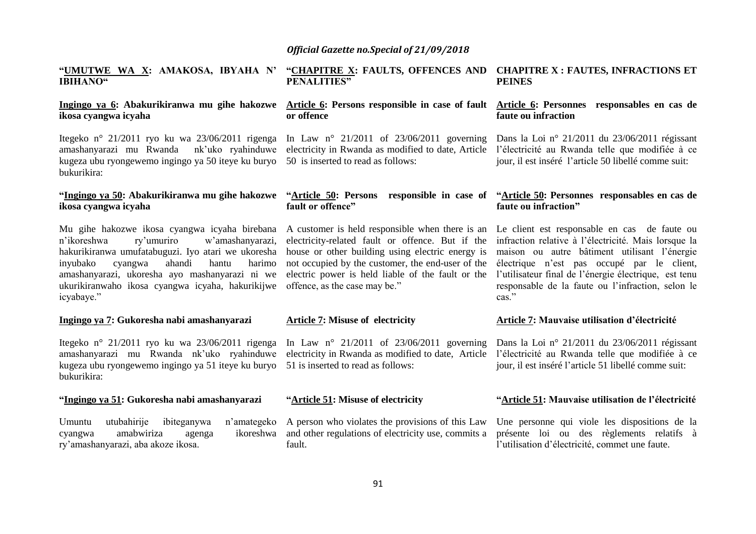**"UMUTWE WA X: AMAKOSA, IBYAHA N' IBIHANO"**

**Ingingo ya 6: Abakurikiranwa mu gihe hakozwe ikosa cyangwa icyaha**

Itegeko n° 21/2011 ryo ku wa 23/06/2011 rigenga amashanyarazi mu Rwanda nk'uko ryahinduwe kugeza ubu ryongewemo ingingo ya 50 iteye ku buryo bukurikira:

**"Ingingo ya 50: Abakurikiranwa mu gihe hakozwe ikosa cyangwa icyaha**

Mu gihe hakozwe ikosa cyangwa icyaha birebana n'ikoreshwa ry'umuriro w'amashanyarazi, hakurikiranwa umufatabuguzi. Iyo atari we ukoresha inyubako cyangwa ahandi hantu harimo amashanyarazi, ukoresha ayo mashanyarazi ni we ukurikiranwaho ikosa cyangwa icyaha, hakurikijwe icyabaye."

**Ingingo ya 7: Gukoresha nabi amashanyarazi**

Itegeko n° 21/2011 ryo ku wa 23/06/2011 rigenga amashanyarazi mu Rwanda nk'uko ryahinduwe kugeza ubu ryongewemo ingingo ya 51 iteye ku buryo bukurikira:

**"Ingingo ya 51: Gukoresha nabi amashanyarazi**

Umuntu utubahirije ibiteganywa n'amategeko cyangwa amabwiriza agenga ikoreshwa ry'amashanyarazi, aba akoze ikosa.

**"CHAPITRE X: FAULTS, OFFENCES AND PENALITIES"**

**Article 6: Persons responsible in case of fault or offence**

In Law n° 21/2011 of 23/06/2011 governing electricity in Rwanda as modified to date, Article 50 is inserted to read as follows:

**"Article 50: Persons responsible in case of fault or offence"**

A customer is held responsible when there is an electricity-related fault or offence. But if the house or other building using electric energy is not occupied by the customer, the end-user of the electric power is held liable of the fault or the offence, as the case may be."

**Article 7: Misuse of electricity**

In Law n° 21/2011 of 23/06/2011 governing electricity in Rwanda as modified to date, Article 51 is inserted to read as follows:

**"Article 51: Misuse of electricity**

A person who violates the provisions of this Law and other regulations of electricity use, commits a fault.

**CHAPITRE X : FAUTES, INFRACTIONS ET PEINES**

**Article 6: Personnes responsables en cas de faute ou infraction**

Dans la Loi n° 21/2011 du 23/06/2011 régissant l'électricité au Rwanda telle que modifiée à ce jour, il est inséré l'article 50 libellé comme suit:

**"Article 50: Personnes responsables en cas de faute ou infraction"**

Le client est responsable en cas de faute ou infraction relative à l'électricité. Mais lorsque la maison ou autre bâtiment utilisant l'énergie électrique n'est pas occupé par le client, l'utilisateur final de l'énergie électrique, est tenu responsable de la faute ou l'infraction, selon le cas."

**Article 7: Mauvaise utilisation d'électricité**

Dans la Loi n° 21/2011 du 23/06/2011 régissant l'électricité au Rwanda telle que modifiée à ce jour, il est inséré l'article 51 libellé comme suit:

**"Article 51: Mauvaise utilisation de l'électricité**

Une personne qui viole les dispositions de la présente loi ou des règlements relatifs à l'utilisation d'électricité, commet une faute.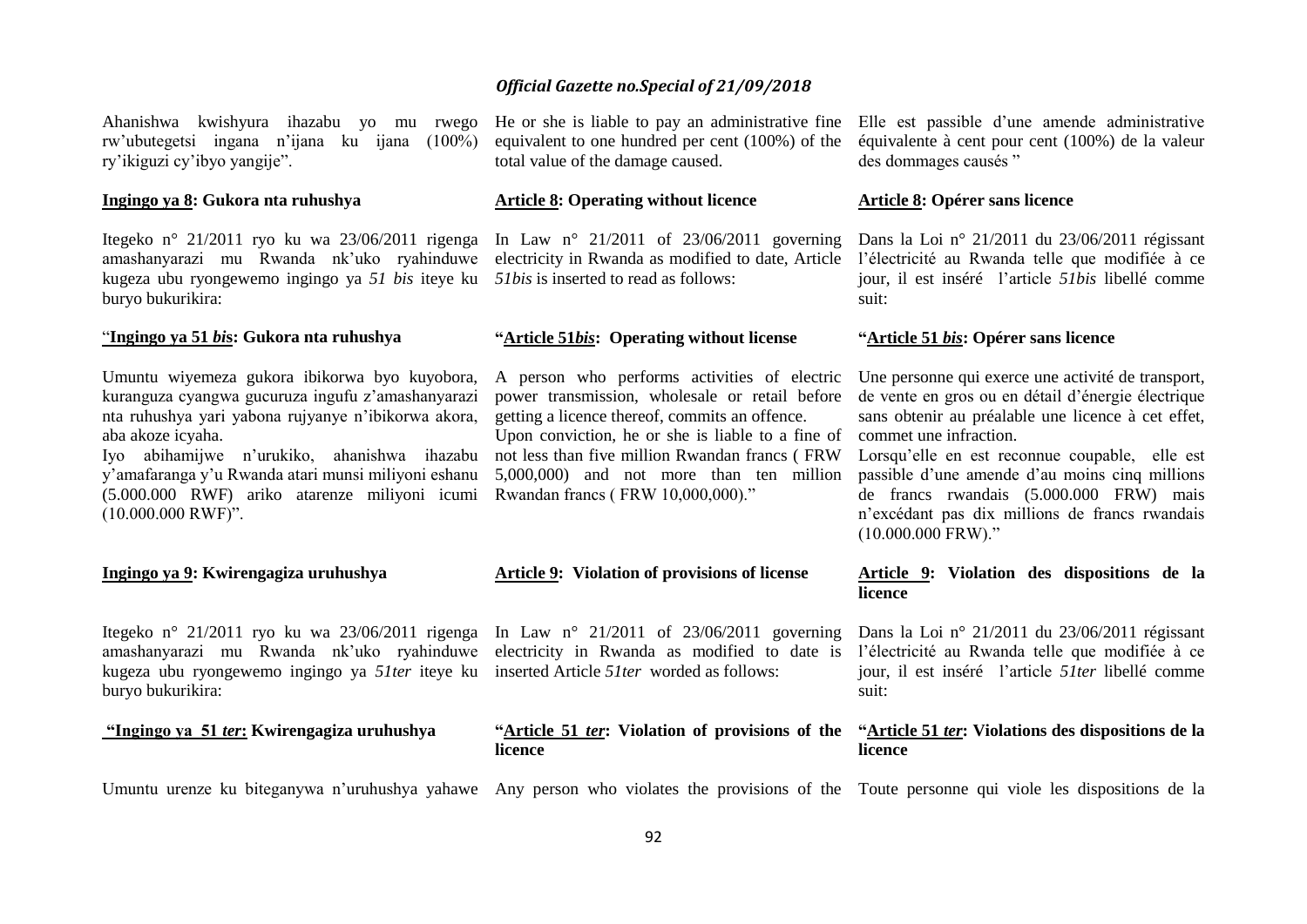Ahanishwa kwishyura ihazabu yo mu rwego rw'ubutegetsi ingana n'ijana ku ijana (100%) ry'ikiguzi cy'ibyo yangije".

**Ingingo ya 8: Gukora nta ruhushya**

Itegeko n° 21/2011 ryo ku wa 23/06/2011 rigenga amashanyarazi mu Rwanda nk'uko ryahinduwe kugeza ubu ryongewemo ingingo ya *51 bis* iteye ku buryo bukurikira:

"**Ingingo ya 51 *bis*: Gukora nta ruhushya**

Umuntu wiyemeza gukora ibikorwa byo kuyobora, kuranguza cyangwa gucuruza ingufu z'amashanyarazi nta ruhushya yari yabona rujyanye n'ibikorwa akora, aba akoze icyaha.

Iyo abihamijwe n'urukiko, ahanishwa ihazabu y'amafaranga y'u Rwanda atari munsi miliyoni eshanu (5.000.000 RWF) ariko atarenze miliyoni icumi (10.000.000 RWF)".

**Ingingo ya 9: Kwirengagiza uruhushya**

Itegeko n° 21/2011 ryo ku wa 23/06/2011 rigenga amashanyarazi mu Rwanda nk'uko ryahinduwe kugeza ubu ryongewemo ingingo ya *51ter* iteye ku buryo bukurikira:

**"Ingingo ya 51 *ter*: Kwirengagiza uruhushya**

Umuntu urenze ku biteganywa n'uruhushya yahawe

He or she is liable to pay an administrative fine equivalent to one hundred per cent (100%) of the total value of the damage caused.

**Article 8: Operating without licence**

In Law n° 21/2011 of 23/06/2011 governing electricity in Rwanda as modified to date, Article *51bis* is inserted to read as follows:

**"Article 51*bis*: Operating without license**

A person who performs activities of electric power transmission, wholesale or retail before getting a licence thereof, commits an offence.

Upon conviction, he or she is liable to a fine of not less than five million Rwandan francs ( FRW 5,000,000) and not more than ten million Rwandan francs ( FRW 10,000,000)."

**Article 9: Violation of provisions of license**

In Law n° 21/2011 of 23/06/2011 governing electricity in Rwanda as modified to date is inserted Article *51ter* worded as follows:

**"Article 51 *ter*: Violation of provisions of the licence**

Any person who violates the provisions of the

Elle est passible d'une amende administrative équivalente à cent pour cent (100%) de la valeur des dommages causés "

**Article 8: Opérer sans licence**

Dans la Loi n° 21/2011 du 23/06/2011 régissant l'électricité au Rwanda telle que modifiée à ce jour, il est inséré l'article *51bis* libellé comme suit:

**"Article 51 *bis*: Opérer sans licence**

Une personne qui exerce une activité de transport, de vente en gros ou en détail d'énergie électrique sans obtenir au préalable une licence à cet effet, commet une infraction.

Lorsqu'elle en est reconnue coupable, elle est passible d'une amende d'au moins cinq millions de francs rwandais (5.000.000 FRW) mais n'excédant pas dix millions de francs rwandais (10.000.000 FRW)."

**Article 9: Violation des dispositions de la licence**

Dans la Loi n° 21/2011 du 23/06/2011 régissant l'électricité au Rwanda telle que modifiée à ce jour, il est inséré l'article *51ter* libellé comme suit:

**"Article 51 *ter*: Violations des dispositions de la licence**

Toute personne qui viole les dispositions de la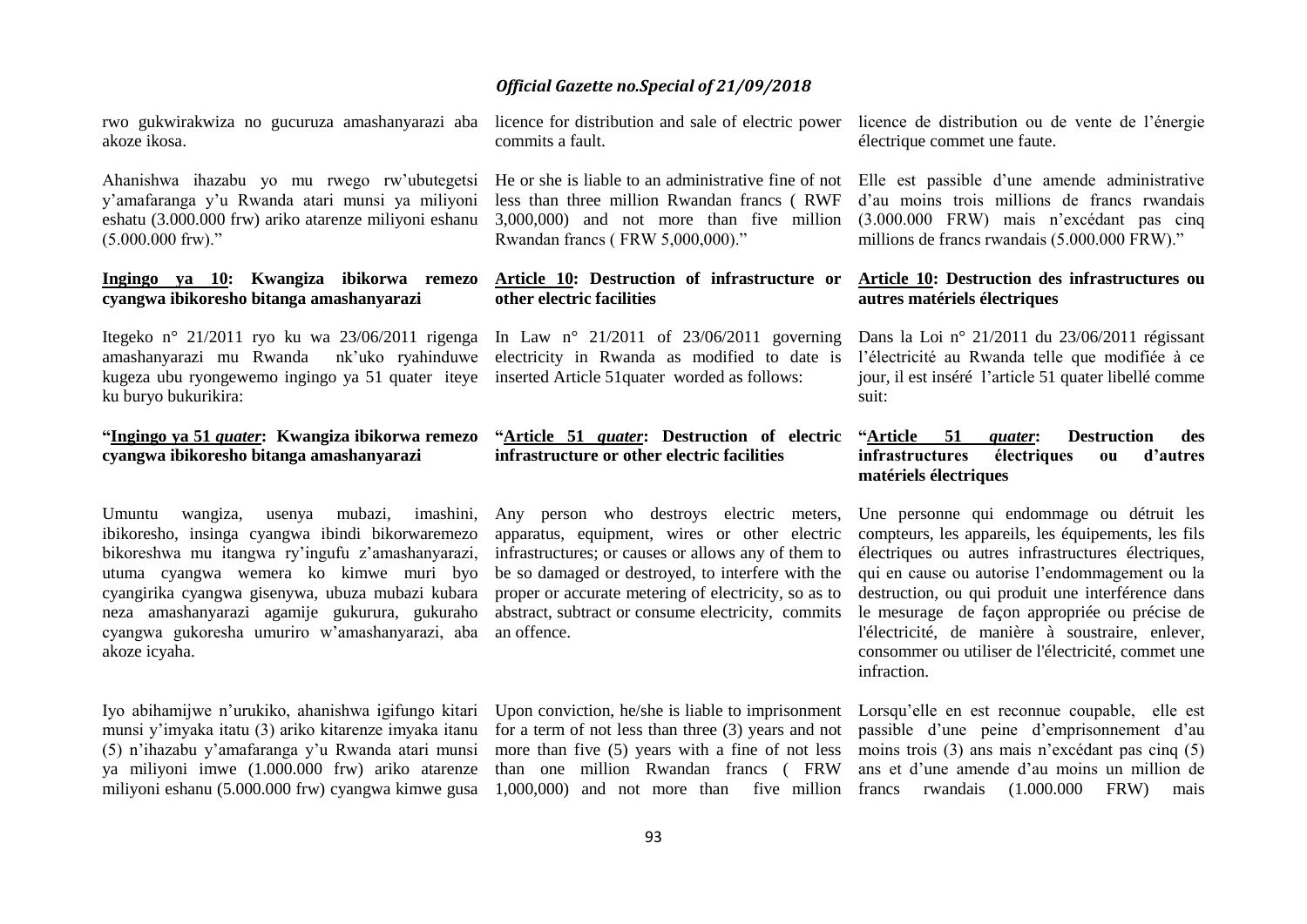rwo gukwirakwiza no gucuruza amashanyarazi aba akoze ikosa.

Ahanishwa ihazabu yo mu rwego rw'ubutegetsi y'amafaranga y'u Rwanda atari munsi ya miliyoni eshatu (3.000.000 frw) ariko atarenze miliyoni eshanu (5.000.000 frw)."

**<u>Ingingo ya 10</u>: Kwangiza ibikorwa remezo cyangwa ibikoresho bitanga amashanyarazi**

Itegeko n° 21/2011 ryo ku wa 23/06/2011 rigenga amashanyarazi mu Rwanda nk'uko ryahinduwe kugeza ubu ryongewemo ingingo ya 51 quater iteye ku buryo bukurikira:

**"<u>Ingingo ya 51 *quater*</u>: Kwangiza ibikorwa remezo cyangwa ibikoresho bitanga amashanyarazi**

Umuntu wangiza, usenya mubazi, imashini, ibikoresho, insinga cyangwa ibindi bikorwaremezo bikoreshwa mu itangwa ry'ingufu z'amashanyarazi, utuma cyangwa wemera ko kimwe muri byo cyangirika cyangwa gisenywa, ubuza mubazi kubara neza amashanyarazi agamije gukurura, gukuraho cyangwa gukoresha umuriro w'amashanyarazi, aba akoze icyaha.

Iyo abihamijwe n'urukiko, ahanishwa igifungo kitari munsi y'imyaka itatu (3) ariko kitarenze imyaka itanu (5) n'ihazabu y'amafaranga y'u Rwanda atari munsi ya miliyoni imwe (1.000.000 frw) ariko atarenze miliyoni eshanu (5.000.000 frw) cyangwa kimwe gusa

licence for distribution and sale of electric power commits a fault.

He or she is liable to an administrative fine of not less than three million Rwandan francs ( RWF 3,000,000) and not more than five million Rwandan francs ( FRW 5,000,000)."

**<u>Article 10</u>: Destruction of infrastructure or other electric facilities**

In Law n° 21/2011 of 23/06/2011 governing electricity in Rwanda as modified to date is inserted Article 51quater worded as follows:

**"<u>Article 51 *quater*</u>: Destruction of electric infrastructure or other electric facilities**

Any person who destroys electric meters, apparatus, equipment, wires or other electric infrastructures; or causes or allows any of them to be so damaged or destroyed, to interfere with the proper or accurate metering of electricity, so as to abstract, subtract or consume electricity, commits an offence.

Upon conviction, he/she is liable to imprisonment for a term of not less than three (3) years and not more than five (5) years with a fine of not less than one million Rwandan francs ( FRW 1,000,000) and not more than five million

licence de distribution ou de vente de l'énergie électrique commet une faute.

Elle est passible d'une amende administrative d'au moins trois millions de francs rwandais (3.000.000 FRW) mais n'excédant pas cinq millions de francs rwandais (5.000.000 FRW)."

**<u>Article 10</u>: Destruction des infrastructures ou autres matériels électriques**

Dans la Loi n° 21/2011 du 23/06/2011 régissant l'électricité au Rwanda telle que modifiée à ce jour, il est inséré l'article 51 quater libellé comme suit:

**"<u>Article 51 *quater*</u>: Destruction des infrastructures électriques ou d'autres matériels électriques**

Une personne qui endommage ou détruit les compteurs, les appareils, les équipements, les fils électriques ou autres infrastructures électriques, qui en cause ou autorise l'endommagement ou la destruction, ou qui produit une interférence dans le mesurage de façon appropriée ou précise de l'électricité, de manière à soustraire, enlever, consommer ou utiliser de l'électricité, commet une infraction.

Lorsqu'elle en est reconnue coupable, elle est passible d'une peine d'emprisonnement d'au moins trois (3) ans mais n'excédant pas cinq (5) ans et d'une amende d'au moins un million de francs rwandais (1.000.000 FRW) mais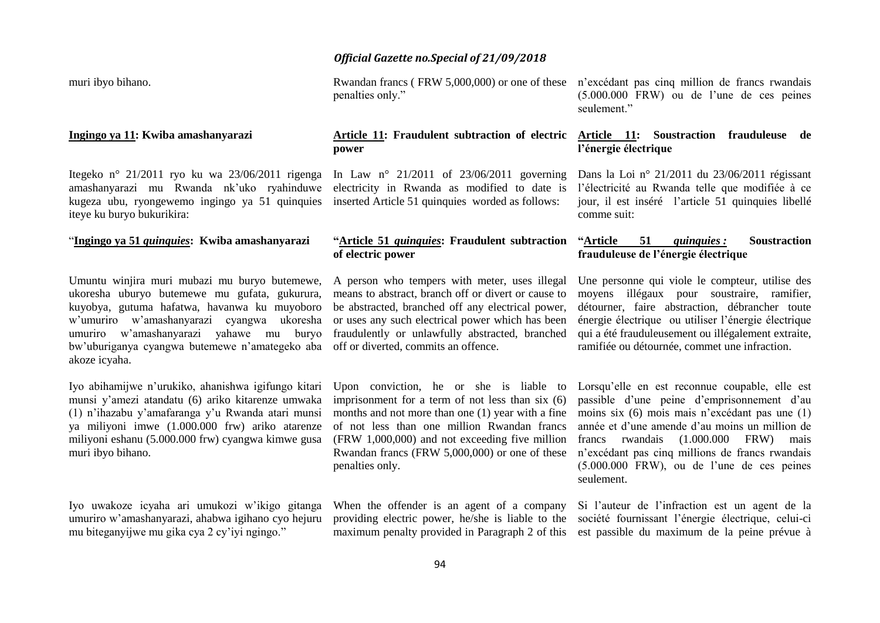muri ibyo bihano.

Rwandan francs ( FRW 5,000,000) or one of these penalties only."

n'excédant pas cinq million de francs rwandais (5.000.000 FRW) ou de l'une de ces peines seulement."

**Ingingo ya 11: Kwiba amashanyarazi**

Itegeko n° 21/2011 ryo ku wa 23/06/2011 rigenga amashanyarazi mu Rwanda nk'uko ryahinduwe kugeza ubu, ryongewemo ingingo ya 51 quinquies iteye ku buryo bukurikira:

"**Ingingo ya 51 *quinquies*: Kwiba amashanyarazi**

Umuntu winjira muri mubazi mu buryo butemewe, ukoresha uburyo butemewe mu gufata, gukurura, kuyobya, gutuma hafatwa, havanwa ku muyoboro w'umuriro w'amashanyarazi cyangwa ukoresha umuriro w'amashanyarazi yahawe mu buryo bw'uburiganya cyangwa butemewe n'amategeko aba akoze icyaha.

Iyo abihamijwe n'urukiko, ahanishwa igifungo kitari munsi y'amezi atandatu (6) ariko kitarenze umwaka (1) n'ihazabu y'amafaranga y'u Rwanda atari munsi ya miliyoni imwe (1.000.000 frw) ariko atarenze miliyoni eshanu (5.000.000 frw) cyangwa kimwe gusa muri ibyo bihano.

Iyo uwakoze icyaha ari umukozi w'ikigo gitanga umuriro w'amashanyarazi, ahabwa igihano cyo hejuru mu biteganyijwe mu gika cya 2 cy'iyi ngingo."

**Article 11: Fraudulent subtraction of electric power**

In Law n° 21/2011 of 23/06/2011 governing electricity in Rwanda as modified to date is inserted Article 51 quinquies worded as follows:

"**Article 51 *quinquies*: Fraudulent subtraction of electric power**

A person who tempers with meter, uses illegal means to abstract, branch off or divert or cause to be abstracted, branched off any electrical power, or uses any such electrical power which has been fraudulently or unlawfully abstracted, branched off or diverted, commits an offence.

Upon conviction, he or she is liable to imprisonment for a term of not less than six (6) months and not more than one (1) year with a fine of not less than one million Rwandan francs (FRW 1,000,000) and not exceeding five million Rwandan francs (FRW 5,000,000) or one of these penalties only.

When the offender is an agent of a company providing electric power, he/she is liable to the maximum penalty provided in Paragraph 2 of this

**Article 11: Soustraction frauduleuse de l'énergie électrique**

Dans la Loi n° 21/2011 du 23/06/2011 régissant l'électricité au Rwanda telle que modifiée à ce jour, il est inséré l'article 51 quinquies libellé comme suit:

"**Article 51 *quinquies* : Soustraction frauduleuse de l'énergie électrique**

Une personne qui viole le compteur, utilise des moyens illégaux pour soustraire, ramifier, détourner, faire abstraction, débrancher toute énergie électrique ou utiliser l'énergie électrique qui a été frauduleusement ou illégalement extraite, ramifiée ou détournée, commet une infraction.

Lorsqu'elle en est reconnue coupable, elle est passible d'une peine d'emprisonnement d'au moins six (6) mois mais n'excédant pas une (1) année et d'une amende d'au moins un million de francs rwandais (1.000.000 FRW) mais n'excédant pas cinq millions de francs rwandais (5.000.000 FRW), ou de l'une de ces peines seulement.

Si l'auteur de l'infraction est un agent de la société fournissant l'énergie électrique, celui-ci est passible du maximum de la peine prévue à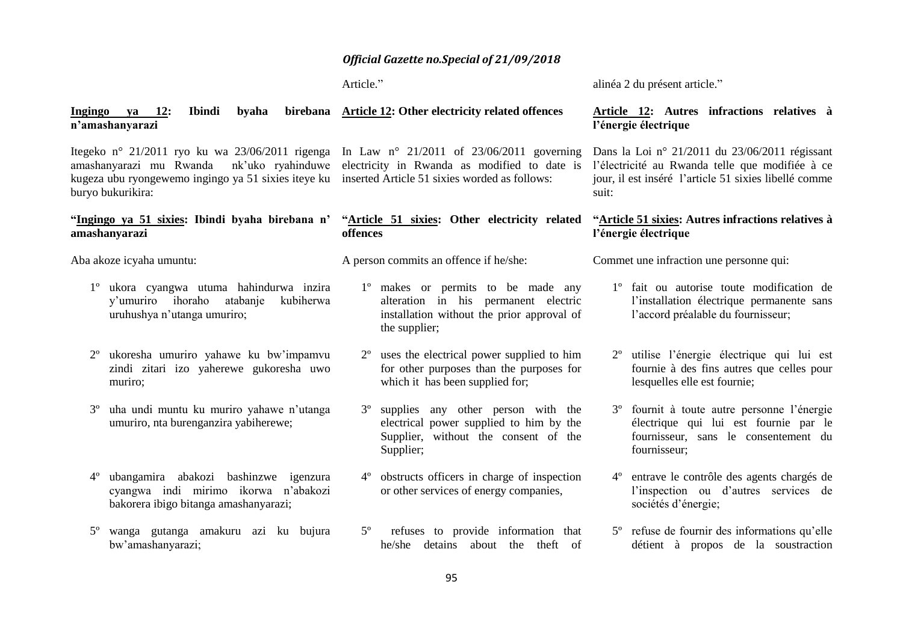Article."

alinéa 2 du présent article."

**Ingingo ya 12: Ibindi byaha birebana n'amashanyarazi**

Itegeko n° 21/2011 ryo ku wa 23/06/2011 rigenga amashanyarazi mu Rwanda nk'uko ryahinduwe kugeza ubu ryongewemo ingingo ya 51 sixies iteye ku buryo bukurikira:

**"Ingingo ya 51 sixies: Ibindi byaha birebana n' amashanyarazi**

Aba akoze icyaha umuntu:

1º ukora cyangwa utuma hahindurwa inzira y'umuriro ihoraho atabanje kubiherwa uruhushya n'utanga umuriro;

2º ukoresha umuriro yahawe ku bw'impamvu zindi zitari izo yaherewe gukoresha uwo muriro;

3º uha undi muntu ku muriro yahawe n'utanga umuriro, nta burenganzira yabiherewe;

4º ubangamira abakozi bashinzwe igenzura cyangwa indi mirimo ikorwa n'abakozi bakorera ibigo bitanga amashanyarazi;

5º wanga gutanga amakuru azi ku bujura bw'amashanyarazi;

**Article 12: Other electricity related offences**

In Law n° 21/2011 of 23/06/2011 governing electricity in Rwanda as modified to date is inserted Article 51 sixies worded as follows:

**"Article 51 sixies: Other electricity related offences**

A person commits an offence if he/she:

1º makes or permits to be made any alteration in his permanent electric installation without the prior approval of the supplier;

2º uses the electrical power supplied to him for other purposes than the purposes for which it has been supplied for;

3º supplies any other person with the electrical power supplied to him by the Supplier, without the consent of the Supplier;

4º obstructs officers in charge of inspection or other services of energy companies,

5º refuses to provide information that he/she detains about the theft of

**Article 12: Autres infractions relatives à l'énergie électrique**

Dans la Loi n° 21/2011 du 23/06/2011 régissant l'électricité au Rwanda telle que modifiée à ce jour, il est inséré l'article 51 sixies libellé comme suit:

**"Article 51 sixies: Autres infractions relatives à l'énergie électrique**

Commet une infraction une personne qui:

1º fait ou autorise toute modification de l'installation électrique permanente sans l'accord préalable du fournisseur;

2º utilise l'énergie électrique qui lui est fournie à des fins autres que celles pour lesquelles elle est fournie;

3º fournit à toute autre personne l'énergie électrique qui lui est fournie par le fournisseur, sans le consentement du fournisseur;

4º entrave le contrôle des agents chargés de l'inspection ou d'autres services de sociétés d'énergie;

5º refuse de fournir des informations qu'elle détient à propos de la soustraction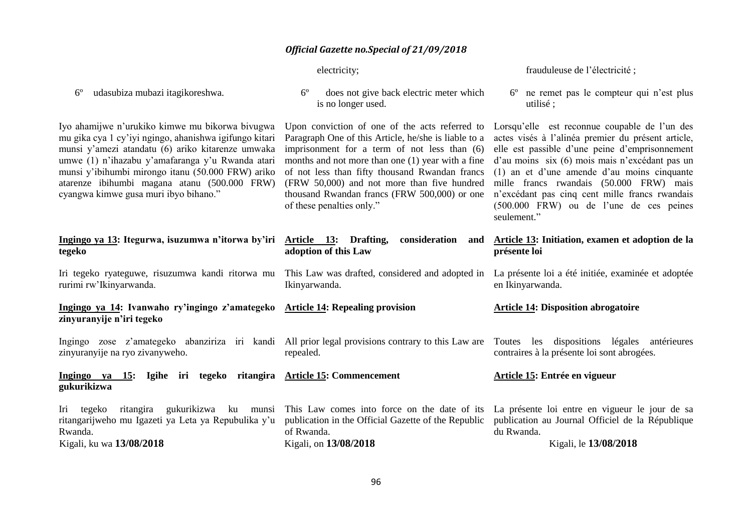| | | |
|---|---|---|
| | electricity; | frauduleuse de l'électricité ; |
| 6º udasubiza mubazi itagikoreshwa. | 6º does not give back electric meter which is no longer used. | 6º ne remet pas le compteur qui n'est plus utilisé ; |
| Iyo ahamijwe n'urukiko kimwe mu bikorwa bivugwa mu gika cya 1 cy'iyi ngingo, ahanishwa igifungo kitari munsi y'amezi atandatu (6) ariko kitarenze umwaka umwe (1) n'ihazabu y'amafaranga y'u Rwanda atari munsi y'ibihumbi mirongo itanu (50.000 FRW) ariko atarenze ibihumbi magana atanu (500.000 FRW) cyangwa kimwe gusa muri ibyo bihano." | Upon conviction of one of the acts referred to Paragraph One of this Article, he/she is liable to a imprisonment for a term of not less than (6) months and not more than one (1) year with a fine of not less than fifty thousand Rwandan francs (FRW 50,000) and not more than five hundred thousand Rwandan francs (FRW 500,000) or one of these penalties only." | Lorsqu'elle est reconnue coupable de l'un des actes visés à l'alinéa premier du présent article, elle est passible d'une peine d'emprisonnement d'au moins six (6) mois mais n'excédant pas un (1) an et d'une amende d'au moins cinquante mille francs rwandais (50.000 FRW) mais n'excédant pas cinq cent mille francs rwandais (500.000 FRW) ou de l'une de ces peines seulement." |
| **Ingingo ya 13: Itegurwa, isuzumwa n'itorwa by'iri tegeko** | **Article 13: Drafting, consideration and adoption of this Law** | **Article 13: Initiation, examen et adoption de la présente loi** |
| Iri tegeko ryateguwe, risuzumwa kandi ritorwa mu rurimi rw'Ikinyarwanda. | This Law was drafted, considered and adopted in Ikinyarwanda. | La présente loi a été initiée, examinée et adoptée en Ikinyarwanda. |
| **Ingingo ya 14: Ivanwaho ry'ingingo z'amategeko zinyuranyije n'iri tegeko** | **Article 14: Repealing provision** | **Article 14: Disposition abrogatoire** |
| Ingingo zose z'amategeko abanziriza iri kandi zinyuranyije na ryo zivanyweho. | All prior legal provisions contrary to this Law are repealed. | Toutes les dispositions légales antérieures contraires à la présente loi sont abrogées. |
| **Ingingo ya 15: Igihe iri tegeko ritangira gukurikizwa** | **Article 15: Commencement** | **Article 15: Entrée en vigueur** |
| Iri tegeko ritangira gukurikizwa ku munsi ritangarijweho mu Igazeti ya Leta ya Repubulika y'u Rwanda. | This Law comes into force on the date of its publication in the Official Gazette of the Republic of Rwanda. | La présente loi entre en vigueur le jour de sa publication au Journal Officiel de la République du Rwanda. |
| Kigali, ku wa **13/08/2018** | Kigali, on **13/08/2018** | Kigali, le **13/08/2018** |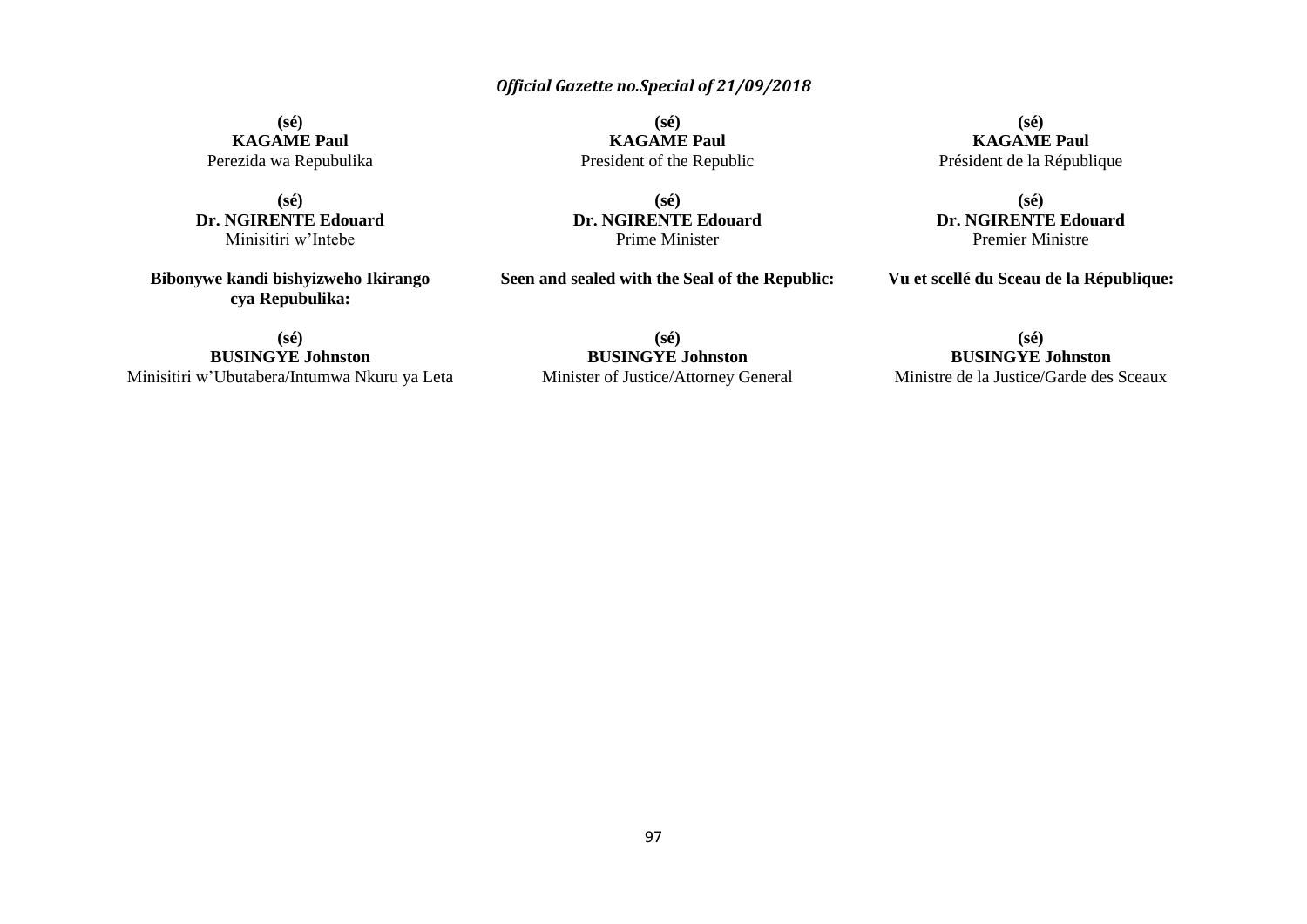**(sé)**
**KAGAME Paul**
Perezida wa Repubulika

**(sé)**
**Dr. NGIRENTE Edouard**
Minisitiri w'Intebe

**Bibonywe kandi bishyizweho Ikirango cya Repubulika:**

**(sé)**
**BUSINGYE Johnston**
Minisitiri w'Ubutabera/Intumwa Nkuru ya Leta

**(sé)**
**KAGAME Paul**
President of the Republic

**(sé)**
**Dr. NGIRENTE Edouard**
Prime Minister

**Seen and sealed with the Seal of the Republic:**

**(sé)**
**BUSINGYE Johnston**
Minister of Justice/Attorney General

**(sé)**
**KAGAME Paul**
Président de la République

**(sé)**
**Dr. NGIRENTE Edouard**
Premier Ministre

**Vu et scellé du Sceau de la République:**

**(sé)**
**BUSINGYE Johnston**
Ministre de la Justice/Garde des Sceaux